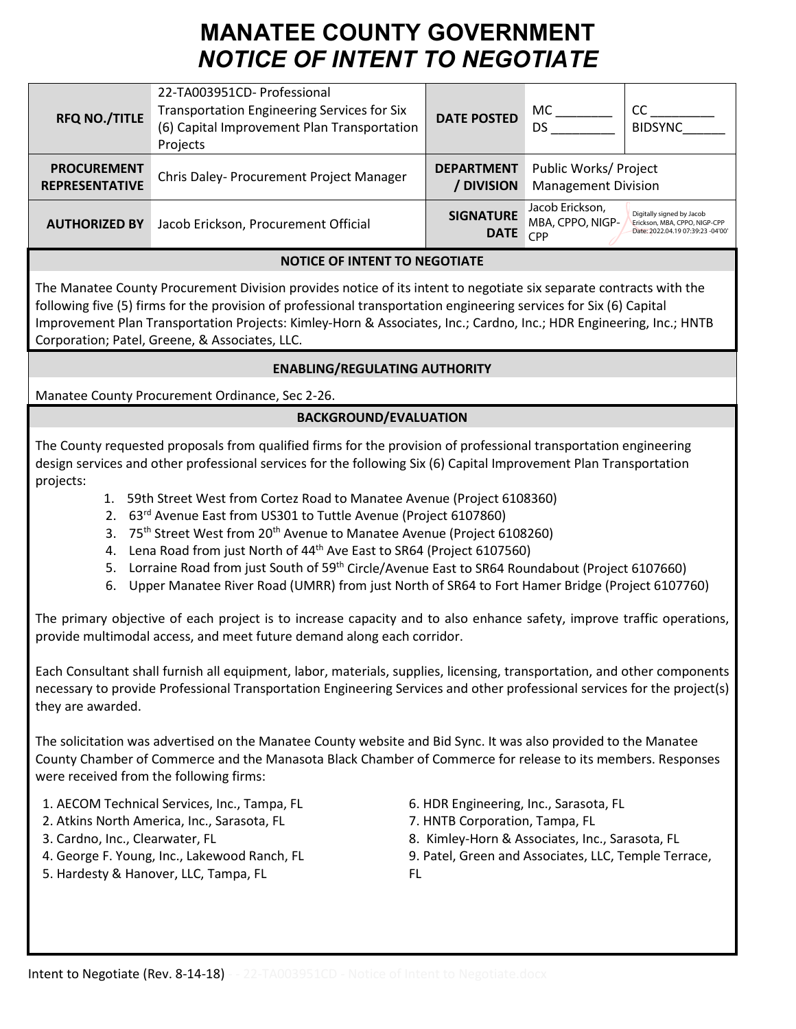# MANATEE COUNTY GOVERNMENT

## *NOTICE OF INTENT TO NEGOTIATE*

| | | | | |
|---|---|---|---|---|
| **RFQ NO./TITLE** | 22-TA003951CD- Professional Transportation Engineering Services for Six (6) Capital Improvement Plan Transportation Projects | **DATE POSTED** | MC ________ DS ________ | CC ________ BIDSYNC______ |
| **PROCUREMENT REPRESENTATIVE** | Chris Daley- Procurement Project Manager | **DEPARTMENT / DIVISION** | Public Works/ Project Management Division | |
| **AUTHORIZED BY** | Jacob Erickson, Procurement Official | **SIGNATURE DATE** | Jacob Erickson, MBA, CPPO, NIGP-CPP | Digitally signed by Jacob Erickson, MBA, CPPO, NIGP-CPP Date: 2022.04.19 07:39:23 -04'00' |

### NOTICE OF INTENT TO NEGOTIATE

The Manatee County Procurement Division provides notice of its intent to negotiate six separate contracts with the following five (5) firms for the provision of professional transportation engineering services for Six (6) Capital Improvement Plan Transportation Projects: Kimley-Horn & Associates, Inc.; Cardno, Inc.; HDR Engineering, Inc.; HNTB Corporation; Patel, Greene, & Associates, LLC.

### ENABLING/REGULATING AUTHORITY

Manatee County Procurement Ordinance, Sec 2-26.

### BACKGROUND/EVALUATION

The County requested proposals from qualified firms for the provision of professional transportation engineering design services and other professional services for the following Six (6) Capital Improvement Plan Transportation projects:

1. 59th Street West from Cortez Road to Manatee Avenue (Project 6108360)
2. 63rd Avenue East from US301 to Tuttle Avenue (Project 6107860)
3. 75th Street West from 20th Avenue to Manatee Avenue (Project 6108260)
4. Lena Road from just North of 44th Ave East to SR64 (Project 6107560)
5. Lorraine Road from just South of 59th Circle/Avenue East to SR64 Roundabout (Project 6107660)
6. Upper Manatee River Road (UMRR) from just North of SR64 to Fort Hamer Bridge (Project 6107760)

The primary objective of each project is to increase capacity and to also enhance safety, improve traffic operations, provide multimodal access, and meet future demand along each corridor.

Each Consultant shall furnish all equipment, labor, materials, supplies, licensing, transportation, and other components necessary to provide Professional Transportation Engineering Services and other professional services for the project(s) they are awarded.

The solicitation was advertised on the Manatee County website and Bid Sync. It was also provided to the Manatee County Chamber of Commerce and the Manasota Black Chamber of Commerce for release to its members. Responses were received from the following firms:

1. AECOM Technical Services, Inc., Tampa, FL
2. Atkins North America, Inc., Sarasota, FL
3. Cardno, Inc., Clearwater, FL
4. George F. Young, Inc., Lakewood Ranch, FL
5. Hardesty & Hanover, LLC, Tampa, FL
6. HDR Engineering, Inc., Sarasota, FL
7. HNTB Corporation, Tampa, FL
8. Kimley-Horn & Associates, Inc., Sarasota, FL
9. Patel, Green and Associates, LLC, Temple Terrace, FL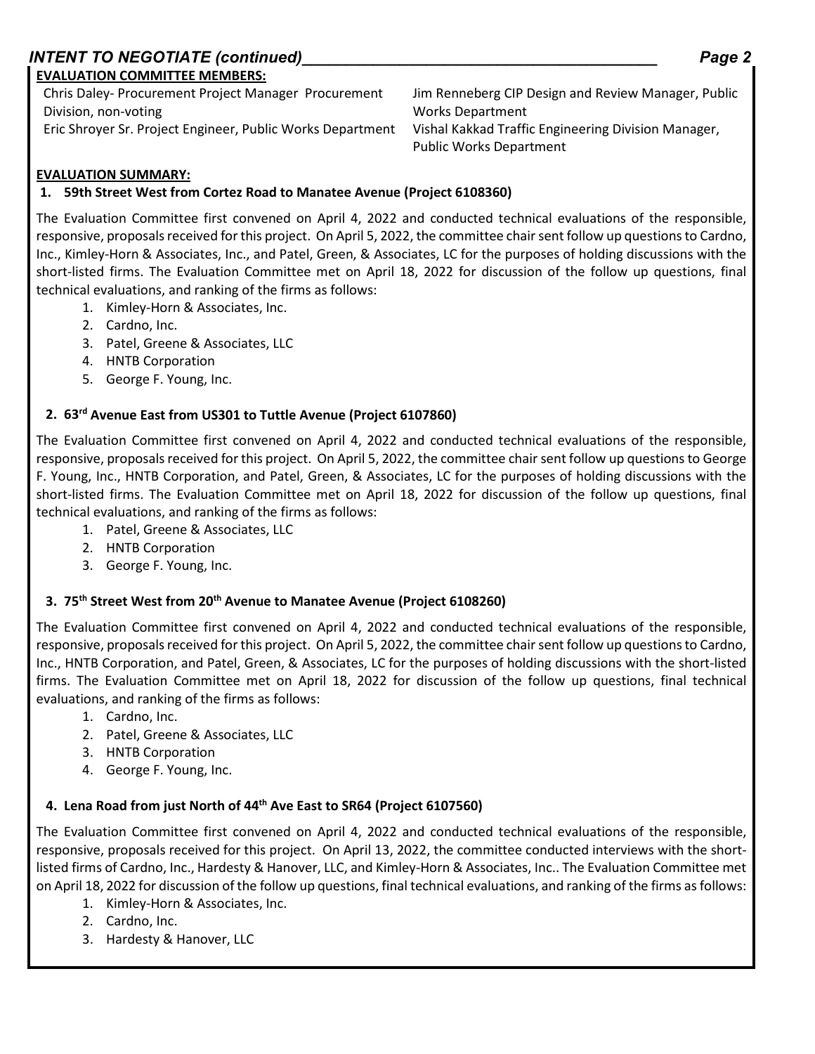**EVALUATION COMMITTEE MEMBERS:**

Chris Daley- Procurement Project Manager Procurement Division, non-voting

Eric Shroyer Sr. Project Engineer, Public Works Department

Jim Renneberg CIP Design and Review Manager, Public Works Department

Vishal Kakkad Traffic Engineering Division Manager, Public Works Department

**EVALUATION SUMMARY:**

**1. 59th Street West from Cortez Road to Manatee Avenue (Project 6108360)**

The Evaluation Committee first convened on April 4, 2022 and conducted technical evaluations of the responsible, responsive, proposals received for this project. On April 5, 2022, the committee chair sent follow up questions to Cardno, Inc., Kimley-Horn & Associates, Inc., and Patel, Green, & Associates, LC for the purposes of holding discussions with the short-listed firms. The Evaluation Committee met on April 18, 2022 for discussion of the follow up questions, final technical evaluations, and ranking of the firms as follows:

1. Kimley-Horn & Associates, Inc.
2. Cardno, Inc.
3. Patel, Greene & Associates, LLC
4. HNTB Corporation
5. George F. Young, Inc.

**2. 63rd Avenue East from US301 to Tuttle Avenue (Project 6107860)**

The Evaluation Committee first convened on April 4, 2022 and conducted technical evaluations of the responsible, responsive, proposals received for this project. On April 5, 2022, the committee chair sent follow up questions to George F. Young, Inc., HNTB Corporation, and Patel, Green, & Associates, LC for the purposes of holding discussions with the short-listed firms. The Evaluation Committee met on April 18, 2022 for discussion of the follow up questions, final technical evaluations, and ranking of the firms as follows:

1. Patel, Greene & Associates, LLC
2. HNTB Corporation
3. George F. Young, Inc.

**3. 75th Street West from 20th Avenue to Manatee Avenue (Project 6108260)**

The Evaluation Committee first convened on April 4, 2022 and conducted technical evaluations of the responsible, responsive, proposals received for this project. On April 5, 2022, the committee chair sent follow up questions to Cardno, Inc., HNTB Corporation, and Patel, Green, & Associates, LC for the purposes of holding discussions with the short-listed firms. The Evaluation Committee met on April 18, 2022 for discussion of the follow up questions, final technical evaluations, and ranking of the firms as follows:

1. Cardno, Inc.
2. Patel, Greene & Associates, LLC
3. HNTB Corporation
4. George F. Young, Inc.

**4. Lena Road from just North of 44th Ave East to SR64 (Project 6107560)**

The Evaluation Committee first convened on April 4, 2022 and conducted technical evaluations of the responsible, responsive, proposals received for this project. On April 13, 2022, the committee conducted interviews with the short-listed firms of Cardno, Inc., Hardesty & Hanover, LLC, and Kimley-Horn & Associates, Inc.. The Evaluation Committee met on April 18, 2022 for discussion of the follow up questions, final technical evaluations, and ranking of the firms as follows:

1. Kimley-Horn & Associates, Inc.
2. Cardno, Inc.
3. Hardesty & Hanover, LLC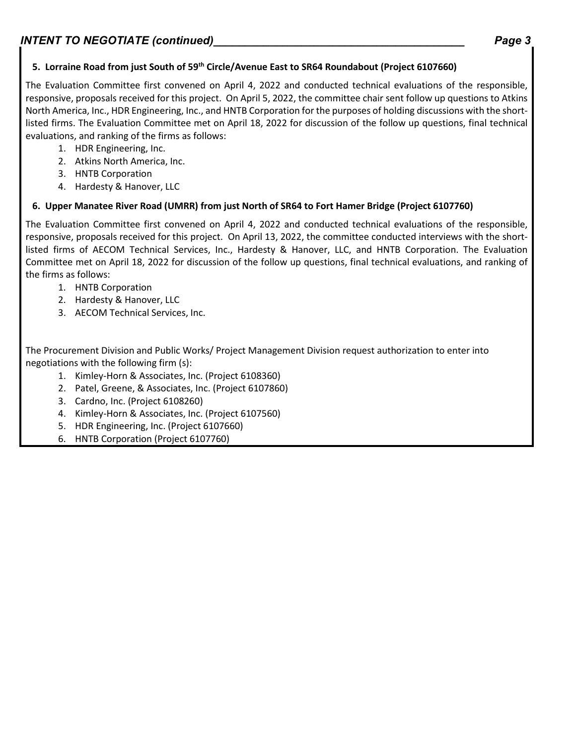**5. Lorraine Road from just South of 59th Circle/Avenue East to SR64 Roundabout (Project 6107660)**

The Evaluation Committee first convened on April 4, 2022 and conducted technical evaluations of the responsible, responsive, proposals received for this project. On April 5, 2022, the committee chair sent follow up questions to Atkins North America, Inc., HDR Engineering, Inc., and HNTB Corporation for the purposes of holding discussions with the short-listed firms. The Evaluation Committee met on April 18, 2022 for discussion of the follow up questions, final technical evaluations, and ranking of the firms as follows:

1. HDR Engineering, Inc.
2. Atkins North America, Inc.
3. HNTB Corporation
4. Hardesty & Hanover, LLC

**6. Upper Manatee River Road (UMRR) from just North of SR64 to Fort Hamer Bridge (Project 6107760)**

The Evaluation Committee first convened on April 4, 2022 and conducted technical evaluations of the responsible, responsive, proposals received for this project. On April 13, 2022, the committee conducted interviews with the short-listed firms of AECOM Technical Services, Inc., Hardesty & Hanover, LLC, and HNTB Corporation. The Evaluation Committee met on April 18, 2022 for discussion of the follow up questions, final technical evaluations, and ranking of the firms as follows:

1. HNTB Corporation
2. Hardesty & Hanover, LLC
3. AECOM Technical Services, Inc.

The Procurement Division and Public Works/ Project Management Division request authorization to enter into negotiations with the following firm (s):

1. Kimley-Horn & Associates, Inc. (Project 6108360)
2. Patel, Greene, & Associates, Inc. (Project 6107860)
3. Cardno, Inc. (Project 6108260)
4. Kimley-Horn & Associates, Inc. (Project 6107560)
5. HDR Engineering, Inc. (Project 6107660)
6. HNTB Corporation (Project 6107760)